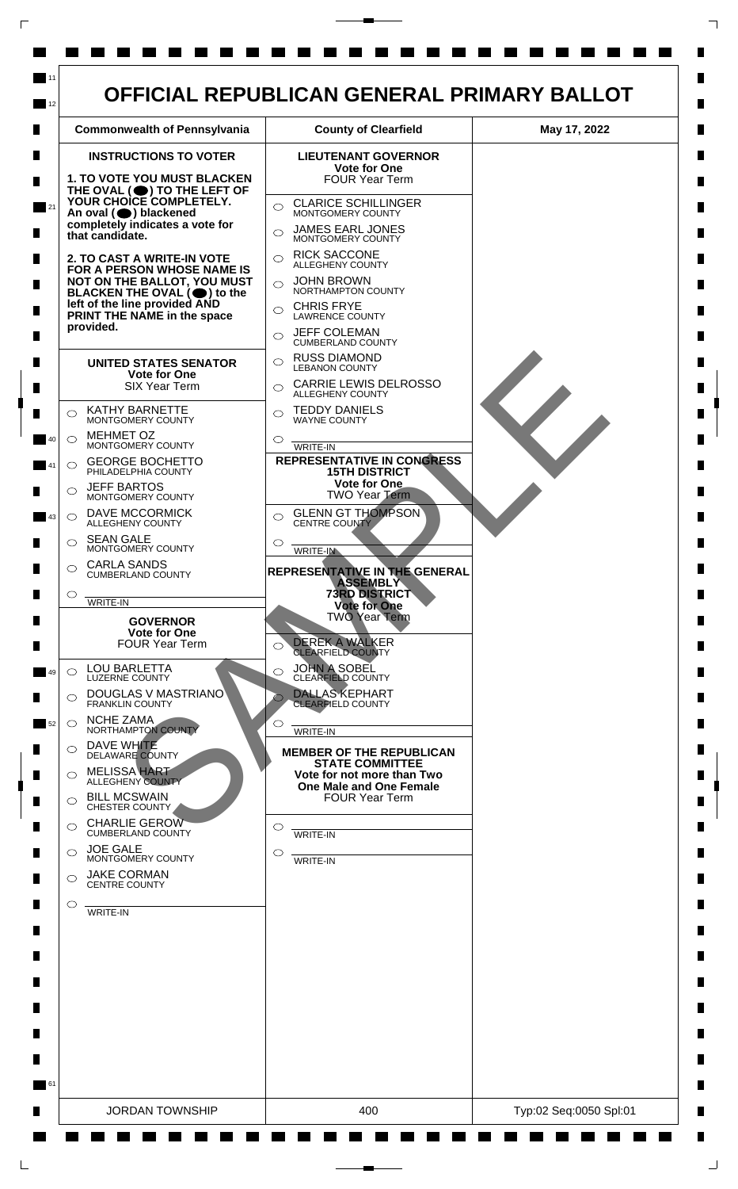# OFFICIAL REPUBLICAN GENERAL PRIMARY BALLOT

| Commonwealth of Pennsylvania | County of Clearfield | May 17, 2022 |
|---|---|---|

## INSTRUCTIONS TO VOTER

**1. TO VOTE YOU MUST BLACKEN THE OVAL (⬤) TO THE LEFT OF YOUR CHOICE COMPLETELY.** An oval (⬤) blackened completely indicates a vote for that candidate.

**2. TO CAST A WRITE-IN VOTE FOR A PERSON WHOSE NAME IS NOT ON THE BALLOT, YOU MUST BLACKEN THE OVAL (⬤) to the left of the line provided AND PRINT THE NAME in the space provided.**

## UNITED STATES SENATOR
**Vote for One**
SIX Year Term

- ◯ KATHY BARNETTE — MONTGOMERY COUNTY
- ◯ MEHMET OZ — MONTGOMERY COUNTY
- ◯ GEORGE BOCHETTO — PHILADELPHIA COUNTY
- ◯ JEFF BARTOS — MONTGOMERY COUNTY
- ◯ DAVE MCCORMICK — ALLEGHENY COUNTY
- ◯ SEAN GALE — MONTGOMERY COUNTY
- ◯ CARLA SANDS — CUMBERLAND COUNTY
- ◯ WRITE-IN

## GOVERNOR
**Vote for One**
FOUR Year Term

- ◯ LOU BARLETTA — LUZERNE COUNTY
- ◯ DOUGLAS V MASTRIANO — FRANKLIN COUNTY
- ◯ NCHE ZAMA — NORTHAMPTON COUNTY
- ◯ DAVE WHITE — DELAWARE COUNTY
- ◯ MELISSA HART — ALLEGHENY COUNTY
- ◯ BILL MCSWAIN — CHESTER COUNTY
- ◯ CHARLIE GEROW — CUMBERLAND COUNTY
- ◯ JOE GALE — MONTGOMERY COUNTY
- ◯ JAKE CORMAN — CENTRE COUNTY
- ◯ WRITE-IN

## LIEUTENANT GOVERNOR
**Vote for One**
FOUR Year Term

- ◯ CLARICE SCHILLINGER — MONTGOMERY COUNTY
- ◯ JAMES EARL JONES — MONTGOMERY COUNTY
- ◯ RICK SACCONE — ALLEGHENY COUNTY
- ◯ JOHN BROWN — NORTHAMPTON COUNTY
- ◯ CHRIS FRYE — LAWRENCE COUNTY
- ◯ JEFF COLEMAN — CUMBERLAND COUNTY
- ◯ RUSS DIAMOND — LEBANON COUNTY
- ◯ CARRIE LEWIS DELROSSO — ALLEGHENY COUNTY
- ◯ TEDDY DANIELS — WAYNE COUNTY
- ◯ WRITE-IN

## REPRESENTATIVE IN CONGRESS
**15TH DISTRICT**
**Vote for One**
TWO Year Term

- ◯ GLENN GT THOMPSON — CENTRE COUNTY
- ◯ WRITE-IN

## REPRESENTATIVE IN THE GENERAL ASSEMBLY
**73RD DISTRICT**
**Vote for One**
TWO Year Term

- ◯ DEREK A WALKER — CLEARFIELD COUNTY
- ◯ JOHN A SOBEL — CLEARFIELD COUNTY
- ◯ DALLAS KEPHART — CLEARFIELD COUNTY
- ◯ WRITE-IN

## MEMBER OF THE REPUBLICAN STATE COMMITTEE
**Vote for not more than Two**
**One Male and One Female**
FOUR Year Term

- ◯ WRITE-IN
- ◯ WRITE-IN

SAMPLE

| JORDAN TOWNSHIP | 400 | Typ:02 Seq:0050 Spl:01 |
|---|---|---|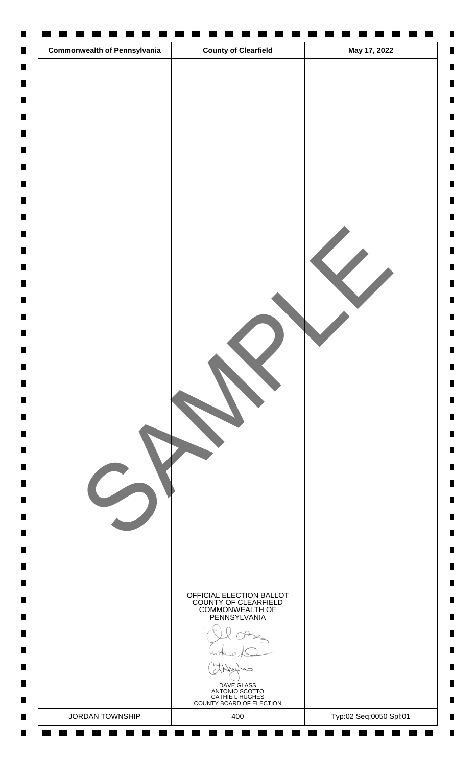| Commonwealth of Pennsylvania | County of Clearfield | May 17, 2022 |
|---|---|---|

SAMPLE

OFFICIAL ELECTION BALLOT
COUNTY OF CLEARFIELD
COMMONWEALTH OF
PENNSYLVANIA

DAVE GLASS
ANTONIO SCOTTO
CATHIE L HUGHES
COUNTY BOARD OF ELECTION

| JORDAN TOWNSHIP | 400 | Typ:02 Seq:0050 Spl:01 |
|---|---|---|